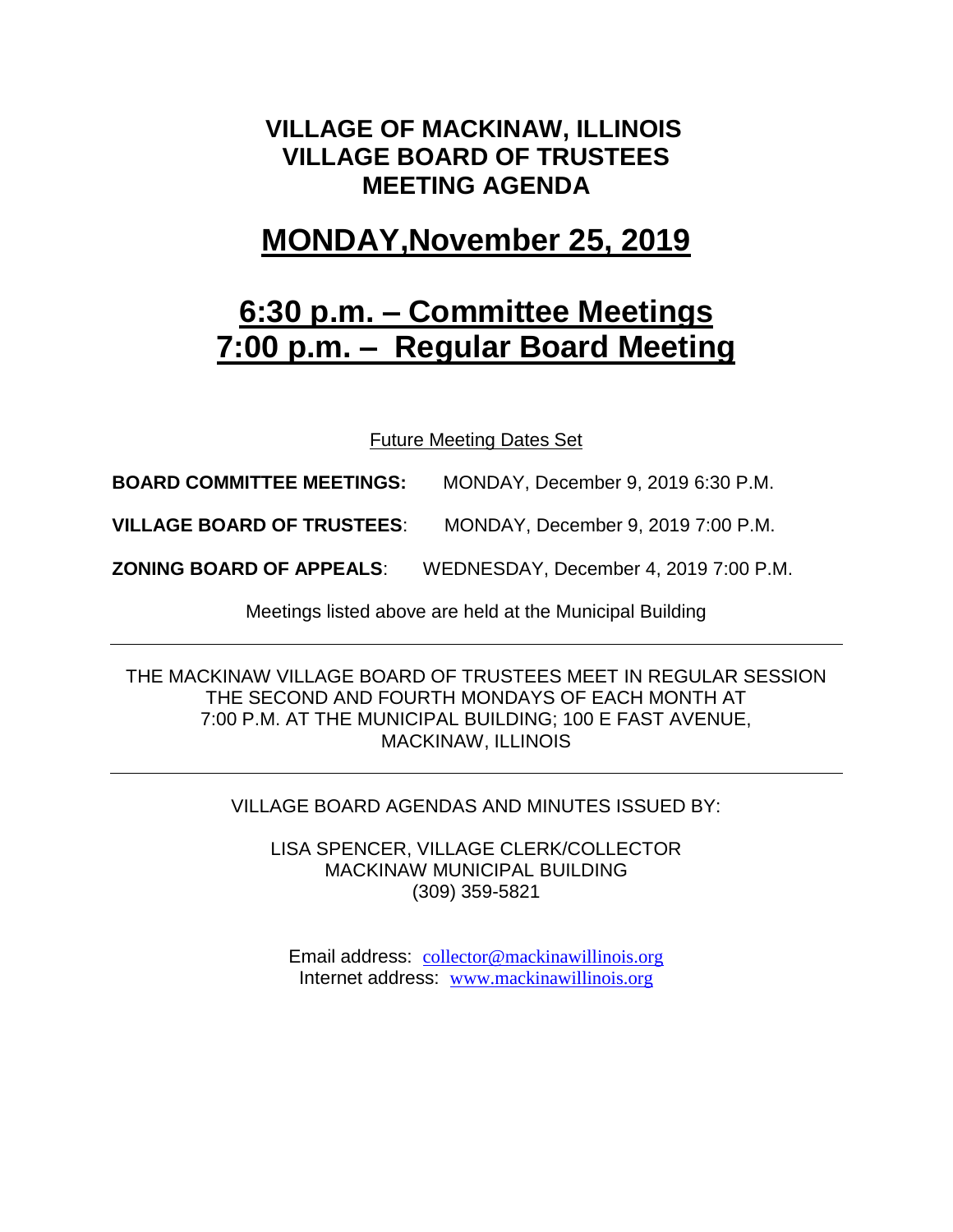# VILLAGE OF MACKINAW, ILLINOIS
# VILLAGE BOARD OF TRUSTEES
# MEETING AGENDA

## MONDAY,November 25, 2019

## 6:30 p.m. – Committee Meetings
## 7:00 p.m. – Regular Board Meeting

Future Meeting Dates Set

**BOARD COMMITTEE MEETINGS:** MONDAY, December 9, 2019 6:30 P.M.

**VILLAGE BOARD OF TRUSTEES**: MONDAY, December 9, 2019 7:00 P.M.

**ZONING BOARD OF APPEALS**: WEDNESDAY, December 4, 2019 7:00 P.M.

Meetings listed above are held at the Municipal Building

---

THE MACKINAW VILLAGE BOARD OF TRUSTEES MEET IN REGULAR SESSION THE SECOND AND FOURTH MONDAYS OF EACH MONTH AT 7:00 P.M. AT THE MUNICIPAL BUILDING; 100 E FAST AVENUE, MACKINAW, ILLINOIS

---

VILLAGE BOARD AGENDAS AND MINUTES ISSUED BY:

LISA SPENCER, VILLAGE CLERK/COLLECTOR
MACKINAW MUNICIPAL BUILDING
(309) 359-5821

Email address: collector@mackinawillinois.org
Internet address: www.mackinawillinois.org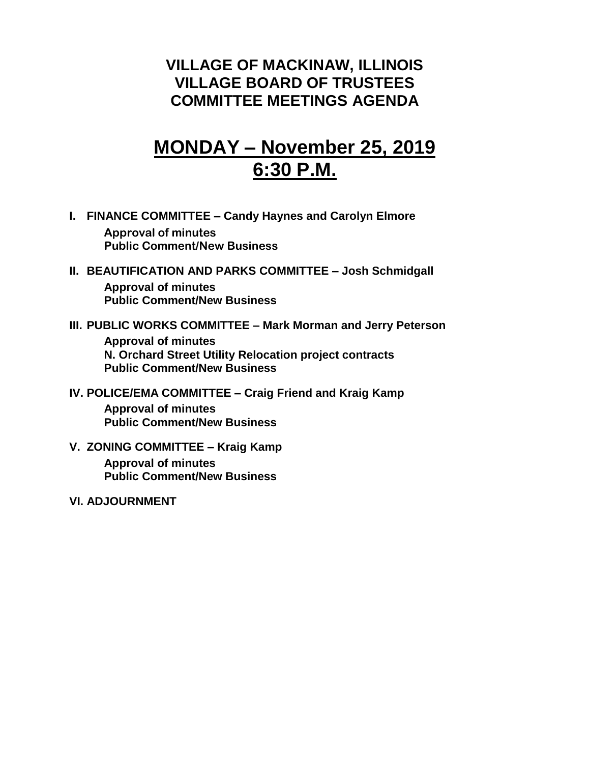# VILLAGE OF MACKINAW, ILLINOIS
# VILLAGE BOARD OF TRUSTEES
# COMMITTEE MEETINGS AGENDA

## MONDAY – November 25, 2019
## 6:30 P.M.

**I. FINANCE COMMITTEE – Candy Haynes and Carolyn Elmore**

- **Approval of minutes**
- **Public Comment/New Business**

**II. BEAUTIFICATION AND PARKS COMMITTEE – Josh Schmidgall**

- **Approval of minutes**
- **Public Comment/New Business**

**III. PUBLIC WORKS COMMITTEE – Mark Morman and Jerry Peterson**

- **Approval of minutes**
- **N. Orchard Street Utility Relocation project contracts**
- **Public Comment/New Business**

**IV. POLICE/EMA COMMITTEE – Craig Friend and Kraig Kamp**

- **Approval of minutes**
- **Public Comment/New Business**

**V. ZONING COMMITTEE – Kraig Kamp**

- **Approval of minutes**
- **Public Comment/New Business**

**VI. ADJOURNMENT**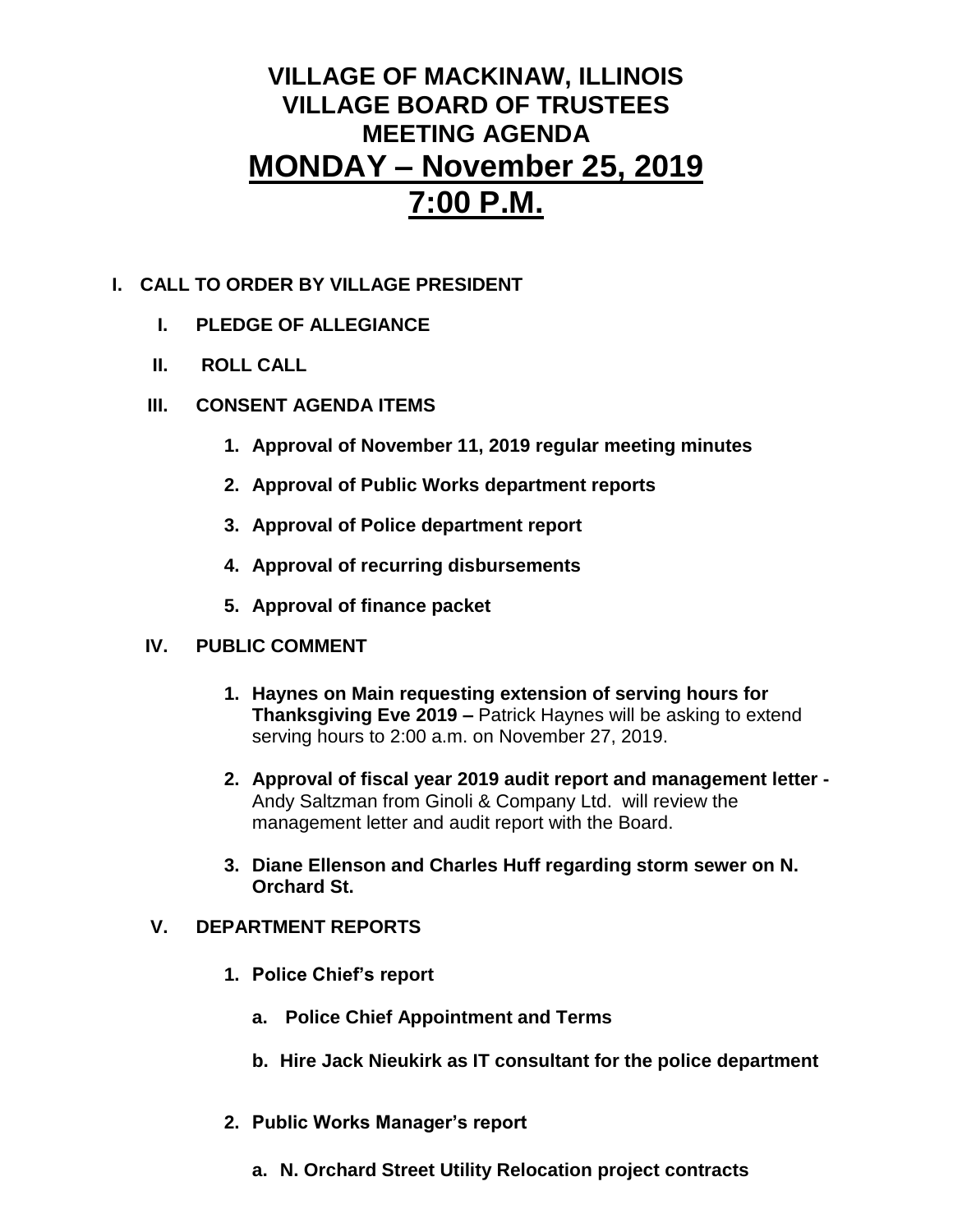# VILLAGE OF MACKINAW, ILLINOIS
# VILLAGE BOARD OF TRUSTEES
# MEETING AGENDA
# <u>MONDAY – November 25, 2019</u>
# <u>7:00 P.M.</u>

**I. CALL TO ORDER BY VILLAGE PRESIDENT**

**I. PLEDGE OF ALLEGIANCE**

**II. ROLL CALL**

**III. CONSENT AGENDA ITEMS**

1. **Approval of November 11, 2019 regular meeting minutes**
2. **Approval of Public Works department reports**
3. **Approval of Police department report**
4. **Approval of recurring disbursements**
5. **Approval of finance packet**

**IV. PUBLIC COMMENT**

1. **Haynes on Main requesting extension of serving hours for Thanksgiving Eve 2019 –** Patrick Haynes will be asking to extend serving hours to 2:00 a.m. on November 27, 2019.
2. **Approval of fiscal year 2019 audit report and management letter -** Andy Saltzman from Ginoli & Company Ltd. will review the management letter and audit report with the Board.
3. **Diane Ellenson and Charles Huff regarding storm sewer on N. Orchard St.**

**V. DEPARTMENT REPORTS**

1. **Police Chief's report**
   - a. **Police Chief Appointment and Terms**
   - b. **Hire Jack Nieukirk as IT consultant for the police department**
2. **Public Works Manager's report**
   - a. **N. Orchard Street Utility Relocation project contracts**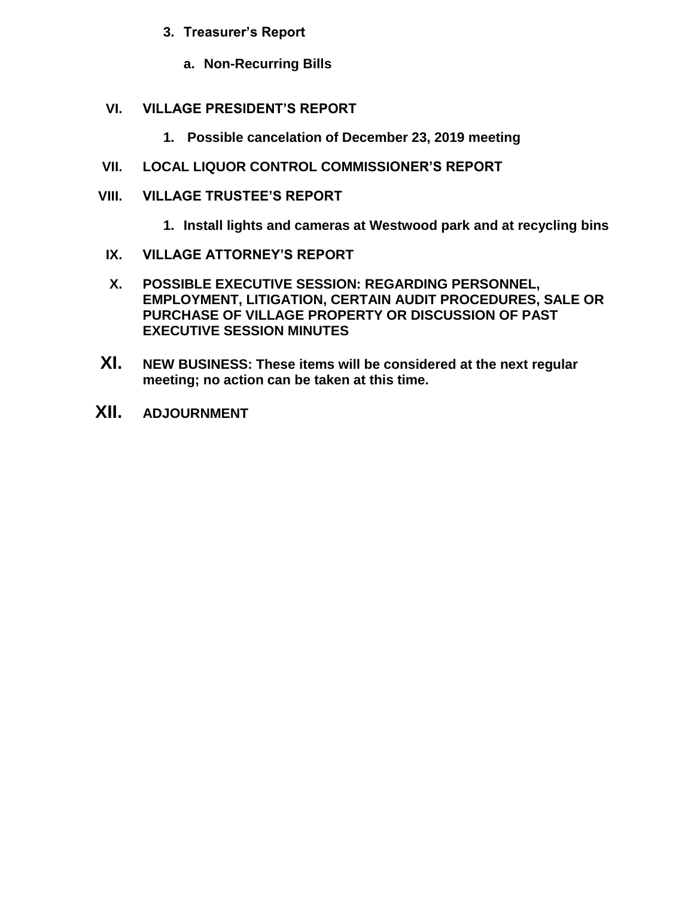3. **Treasurer's Report**

    a. **Non-Recurring Bills**

**VI. VILLAGE PRESIDENT'S REPORT**

1. **Possible cancelation of December 23, 2019 meeting**

**VII. LOCAL LIQUOR CONTROL COMMISSIONER'S REPORT**

**VIII. VILLAGE TRUSTEE'S REPORT**

1. **Install lights and cameras at Westwood park and at recycling bins**

**IX. VILLAGE ATTORNEY'S REPORT**

**X. POSSIBLE EXECUTIVE SESSION: REGARDING PERSONNEL, EMPLOYMENT, LITIGATION, CERTAIN AUDIT PROCEDURES, SALE OR PURCHASE OF VILLAGE PROPERTY OR DISCUSSION OF PAST EXECUTIVE SESSION MINUTES**

**XI. NEW BUSINESS: These items will be considered at the next regular meeting; no action can be taken at this time.**

**XII. ADJOURNMENT**